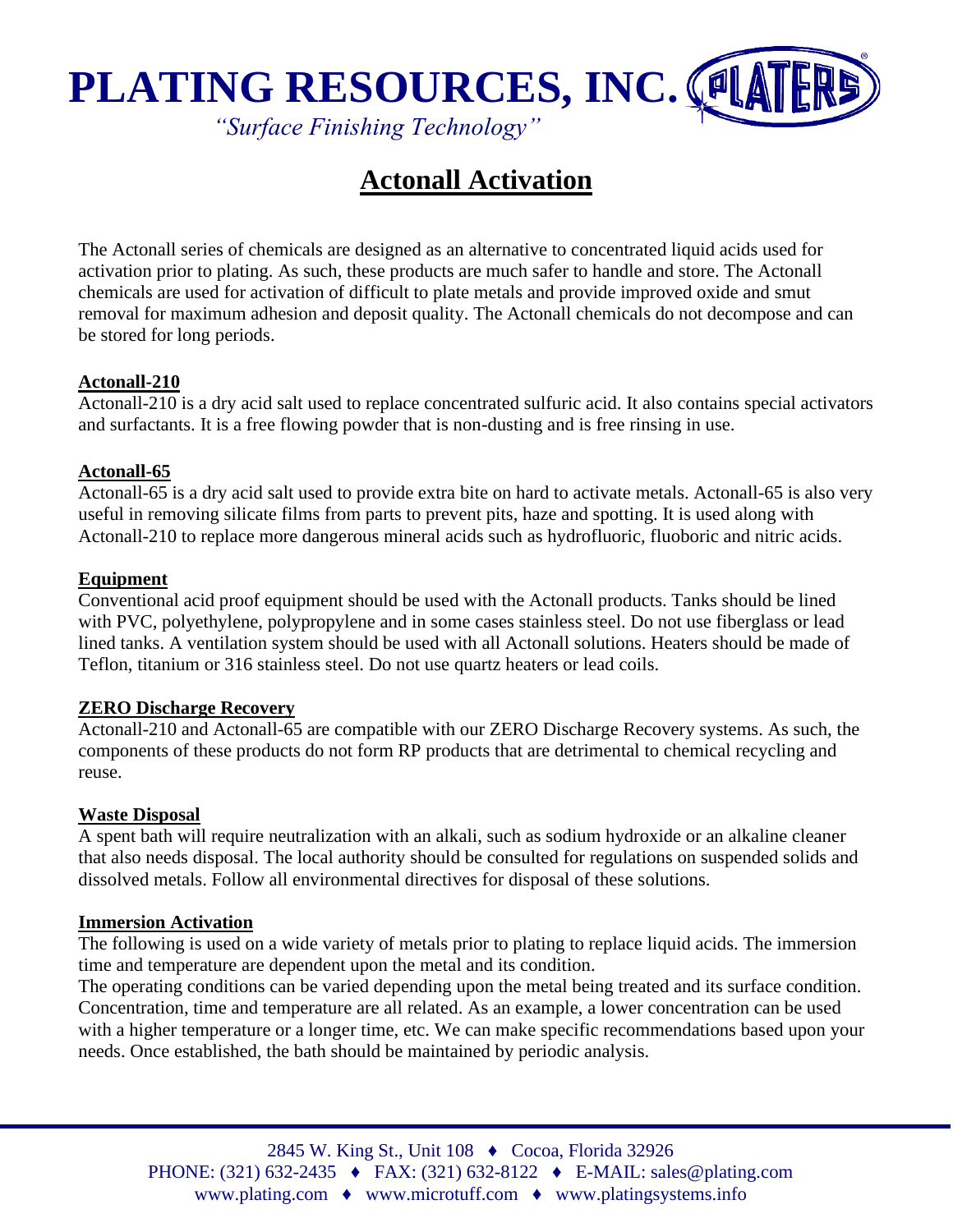# PLATING RESOURCES, INC.

*"Surface Finishing Technology"*

## Actonall Activation

The Actonall series of chemicals are designed as an alternative to concentrated liquid acids used for activation prior to plating. As such, these products are much safer to handle and store. The Actonall chemicals are used for activation of difficult to plate metals and provide improved oxide and smut removal for maximum adhesion and deposit quality. The Actonall chemicals do not decompose and can be stored for long periods.

### Actonall-210

Actonall-210 is a dry acid salt used to replace concentrated sulfuric acid. It also contains special activators and surfactants. It is a free flowing powder that is non-dusting and is free rinsing in use.

### Actonall-65

Actonall-65 is a dry acid salt used to provide extra bite on hard to activate metals. Actonall-65 is also very useful in removing silicate films from parts to prevent pits, haze and spotting. It is used along with Actonall-210 to replace more dangerous mineral acids such as hydrofluoric, fluoboric and nitric acids.

### Equipment

Conventional acid proof equipment should be used with the Actonall products. Tanks should be lined with PVC, polyethylene, polypropylene and in some cases stainless steel. Do not use fiberglass or lead lined tanks. A ventilation system should be used with all Actonall solutions. Heaters should be made of Teflon, titanium or 316 stainless steel. Do not use quartz heaters or lead coils.

### ZERO Discharge Recovery

Actonall-210 and Actonall-65 are compatible with our ZERO Discharge Recovery systems. As such, the components of these products do not form RP products that are detrimental to chemical recycling and reuse.

### Waste Disposal

A spent bath will require neutralization with an alkali, such as sodium hydroxide or an alkaline cleaner that also needs disposal. The local authority should be consulted for regulations on suspended solids and dissolved metals. Follow all environmental directives for disposal of these solutions.

### Immersion Activation

The following is used on a wide variety of metals prior to plating to replace liquid acids. The immersion time and temperature are dependent upon the metal and its condition.

The operating conditions can be varied depending upon the metal being treated and its surface condition. Concentration, time and temperature are all related. As an example, a lower concentration can be used with a higher temperature or a longer time, etc. We can make specific recommendations based upon your needs. Once established, the bath should be maintained by periodic analysis.

2845 W. King St., Unit 108 ♦ Cocoa, Florida 32926
PHONE: (321) 632-2435 ♦ FAX: (321) 632-8122 ♦ E-MAIL: sales@plating.com
www.plating.com ♦ www.microtuff.com ♦ www.platingsystems.info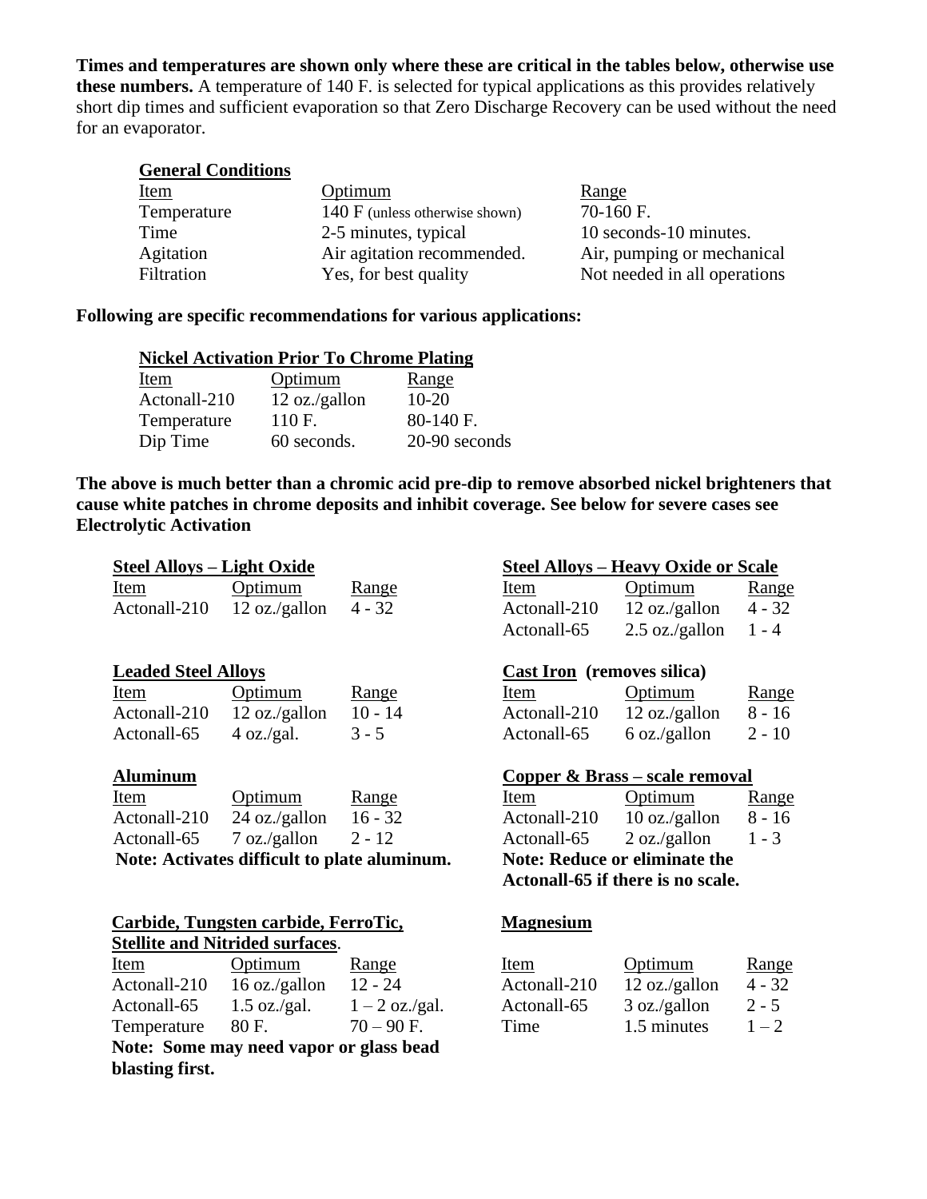**Times and temperatures are shown only where these are critical in the tables below, otherwise use these numbers.** A temperature of 140 F. is selected for typical applications as this provides relatively short dip times and sufficient evaporation so that Zero Discharge Recovery can be used without the need for an evaporator.

**General Conditions**

| Item | Optimum | Range |
|---|---|---|
| Temperature | 140 F (unless otherwise shown) | 70-160 F. |
| Time | 2-5 minutes, typical | 10 seconds-10 minutes. |
| Agitation | Air agitation recommended. | Air, pumping or mechanical |
| Filtration | Yes, for best quality | Not needed in all operations |

**Following are specific recommendations for various applications:**

**Nickel Activation Prior To Chrome Plating**

| Item | Optimum | Range |
|---|---|---|
| Actonall-210 | 12 oz./gallon | 10-20 |
| Temperature | 110 F. | 80-140 F. |
| Dip Time | 60 seconds. | 20-90 seconds |

**The above is much better than a chromic acid pre-dip to remove absorbed nickel brighteners that cause white patches in chrome deposits and inhibit coverage. See below for severe cases see Electrolytic Activation**

**Steel Alloys – Light Oxide**

| Item | Optimum | Range |
|---|---|---|
| Actonall-210 | 12 oz./gallon | 4 - 32 |

**Steel Alloys – Heavy Oxide or Scale**

| Item | Optimum | Range |
|---|---|---|
| Actonall-210 | 12 oz./gallon | 4 - 32 |
| Actonall-65 | 2.5 oz./gallon | 1 - 4 |

**Leaded Steel Alloys**

| Item | Optimum | Range |
|---|---|---|
| Actonall-210 | 12 oz./gallon | 10 - 14 |
| Actonall-65 | 4 oz./gal. | 3 - 5 |

**Cast Iron (removes silica)**

| Item | Optimum | Range |
|---|---|---|
| Actonall-210 | 12 oz./gallon | 8 - 16 |
| Actonall-65 | 6 oz./gallon | 2 - 10 |

**Aluminum**

| Item | Optimum | Range |
|---|---|---|
| Actonall-210 | 24 oz./gallon | 16 - 32 |
| Actonall-65 | 7 oz./gallon | 2 - 12 |

**Note: Activates difficult to plate aluminum.**

**Copper & Brass – scale removal**

| Item | Optimum | Range |
|---|---|---|
| Actonall-210 | 10 oz./gallon | 8 - 16 |
| Actonall-65 | 2 oz./gallon | 1 - 3 |

**Note: Reduce or eliminate the Actonall-65 if there is no scale.**

**Carbide, Tungsten carbide, FerroTic, Stellite and Nitrided surfaces**.

| Item | Optimum | Range |
|---|---|---|
| Actonall-210 | 16 oz./gallon | 12 - 24 |
| Actonall-65 | 1.5 oz./gal. | 1 – 2 oz./gal. |
| Temperature | 80 F. | 70 – 90 F. |

**Note: Some may need vapor or glass bead blasting first.**

**Magnesium**

| Item | Optimum | Range |
|---|---|---|
| Actonall-210 | 12 oz./gallon | 4 - 32 |
| Actonall-65 | 3 oz./gallon | 2 - 5 |
| Time | 1.5 minutes | 1 – 2 |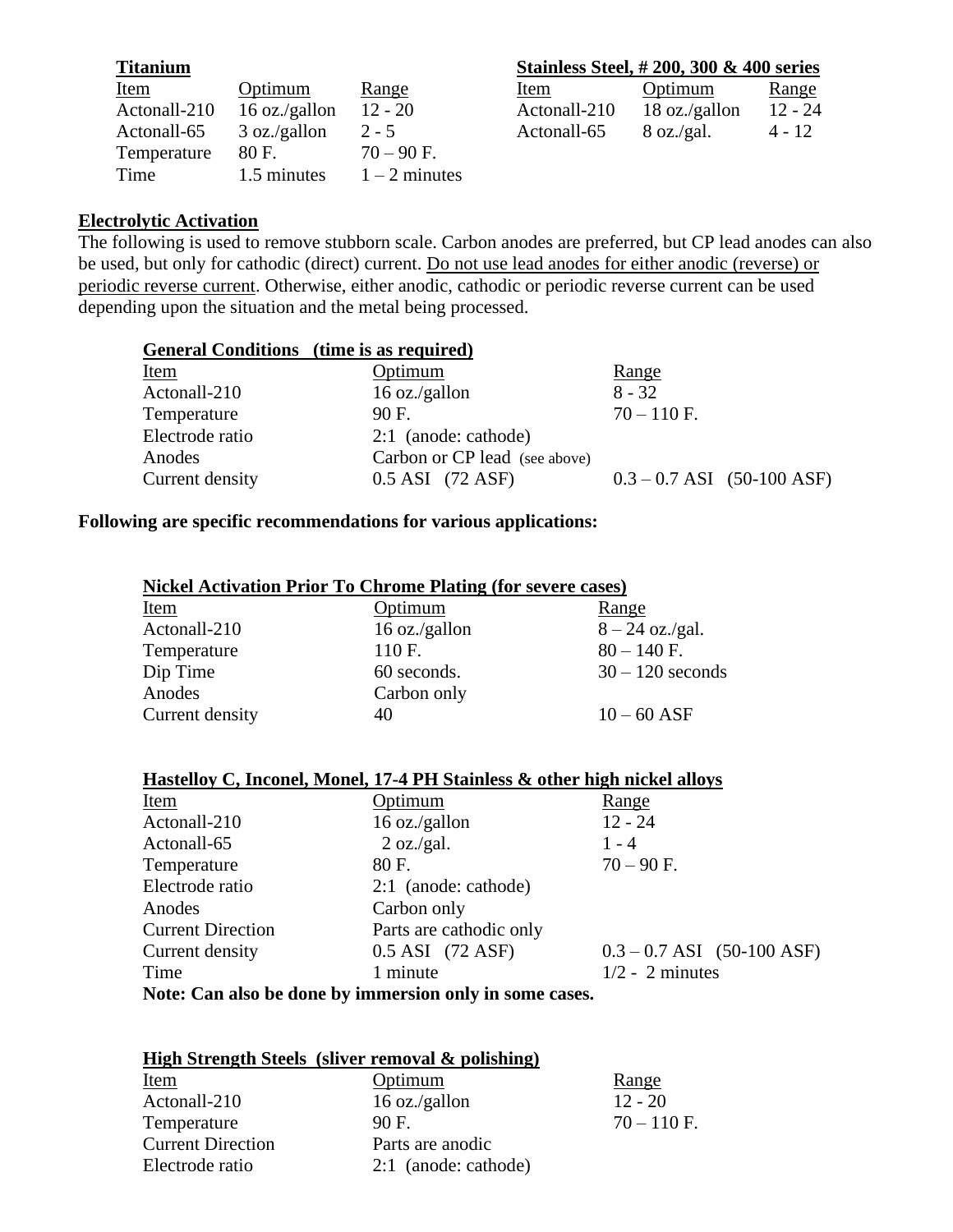**Titanium**

| Item | Optimum | Range |
|---|---|---|
| Actonall-210 | 16 oz./gallon | 12 - 20 |
| Actonall-65 | 3 oz./gallon | 2 - 5 |
| Temperature | 80 F. | 70 – 90 F. |
| Time | 1.5 minutes | 1 – 2 minutes |

**Stainless Steel, # 200, 300 & 400 series**

| Item | Optimum | Range |
|---|---|---|
| Actonall-210 | 18 oz./gallon | 12 - 24 |
| Actonall-65 | 8 oz./gal. | 4 - 12 |

**Electrolytic Activation**

The following is used to remove stubborn scale. Carbon anodes are preferred, but CP lead anodes can also be used, but only for cathodic (direct) current. Do not use lead anodes for either anodic (reverse) or periodic reverse current. Otherwise, either anodic, cathodic or periodic reverse current can be used depending upon the situation and the metal being processed.

**General Conditions (time is as required)**

| Item | Optimum | Range |
|---|---|---|
| Actonall-210 | 16 oz./gallon | 8 - 32 |
| Temperature | 90 F. | 70 – 110 F. |
| Electrode ratio | 2:1 (anode: cathode) | |
| Anodes | Carbon or CP lead (see above) | |
| Current density | 0.5 ASI (72 ASF) | 0.3 – 0.7 ASI (50-100 ASF) |

**Following are specific recommendations for various applications:**

**Nickel Activation Prior To Chrome Plating (for severe cases)**

| Item | Optimum | Range |
|---|---|---|
| Actonall-210 | 16 oz./gallon | 8 – 24 oz./gal. |
| Temperature | 110 F. | 80 – 140 F. |
| Dip Time | 60 seconds. | 30 – 120 seconds |
| Anodes | Carbon only | |
| Current density | 40 | 10 – 60 ASF |

**Hastelloy C, Inconel, Monel, 17-4 PH Stainless & other high nickel alloys**

| Item | Optimum | Range |
|---|---|---|
| Actonall-210 | 16 oz./gallon | 12 - 24 |
| Actonall-65 | 2 oz./gal. | 1 - 4 |
| Temperature | 80 F. | 70 – 90 F. |
| Electrode ratio | 2:1 (anode: cathode) | |
| Anodes | Carbon only | |
| Current Direction | Parts are cathodic only | |
| Current density | 0.5 ASI (72 ASF) | 0.3 – 0.7 ASI (50-100 ASF) |
| Time | 1 minute | 1/2 - 2 minutes |

**Note: Can also be done by immersion only in some cases.**

**High Strength Steels (sliver removal & polishing)**

| Item | Optimum | Range |
|---|---|---|
| Actonall-210 | 16 oz./gallon | 12 - 20 |
| Temperature | 90 F. | 70 – 110 F. |
| Current Direction | Parts are anodic | |
| Electrode ratio | 2:1 (anode: cathode) | |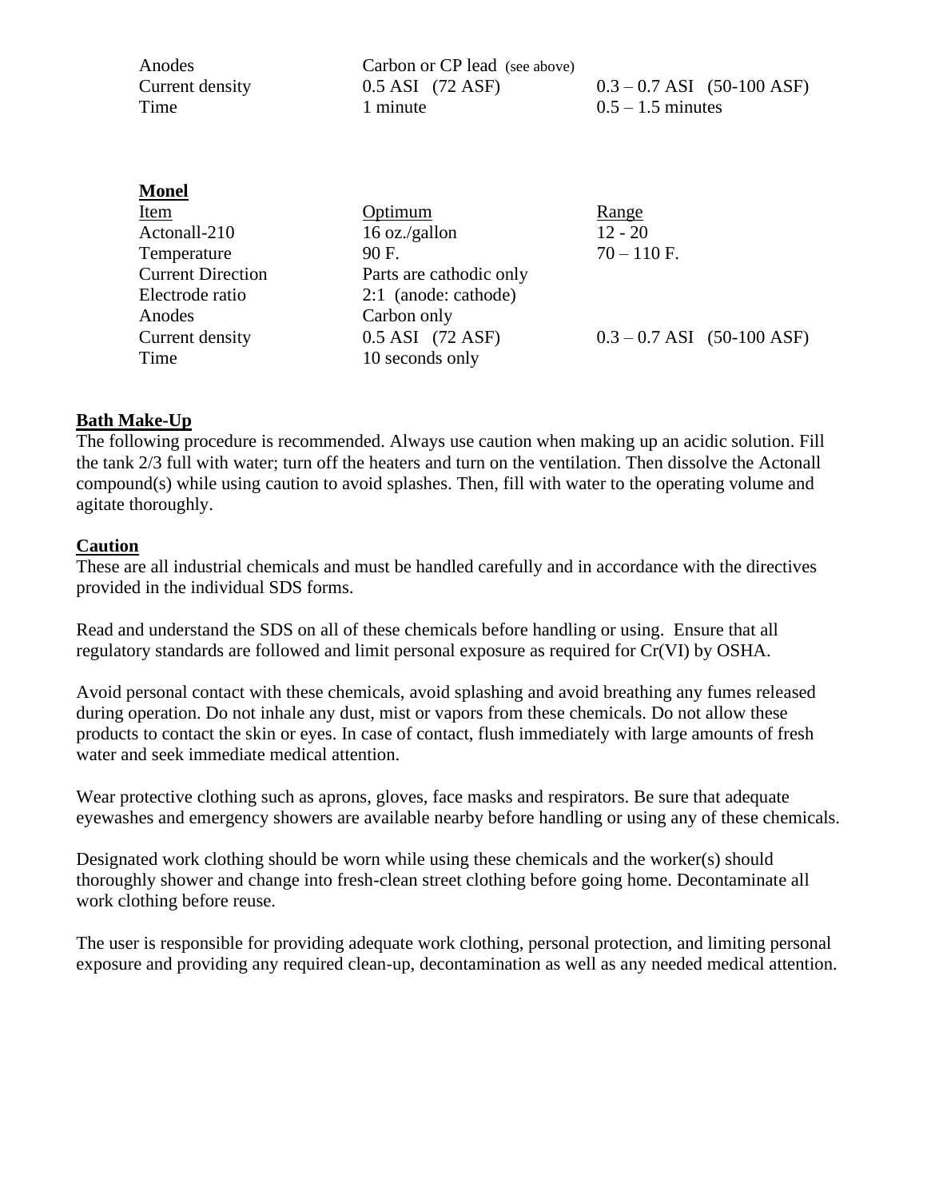| | | |
|---|---|---|
| Anodes | Carbon or CP lead (see above) | |
| Current density | 0.5 ASI (72 ASF) | 0.3 – 0.7 ASI (50-100 ASF) |
| Time | 1 minute | 0.5 – 1.5 minutes |

**Monel**

| Item | Optimum | Range |
|---|---|---|
| Actonall-210 | 16 oz./gallon | 12 - 20 |
| Temperature | 90 F. | 70 – 110 F. |
| Current Direction | Parts are cathodic only | |
| Electrode ratio | 2:1 (anode: cathode) | |
| Anodes | Carbon only | |
| Current density | 0.5 ASI (72 ASF) | 0.3 – 0.7 ASI (50-100 ASF) |
| Time | 10 seconds only | |

## Bath Make-Up

The following procedure is recommended. Always use caution when making up an acidic solution. Fill the tank 2/3 full with water; turn off the heaters and turn on the ventilation. Then dissolve the Actonall compound(s) while using caution to avoid splashes. Then, fill with water to the operating volume and agitate thoroughly.

## Caution

These are all industrial chemicals and must be handled carefully and in accordance with the directives provided in the individual SDS forms.

Read and understand the SDS on all of these chemicals before handling or using. Ensure that all regulatory standards are followed and limit personal exposure as required for Cr(VI) by OSHA.

Avoid personal contact with these chemicals, avoid splashing and avoid breathing any fumes released during operation. Do not inhale any dust, mist or vapors from these chemicals. Do not allow these products to contact the skin or eyes. In case of contact, flush immediately with large amounts of fresh water and seek immediate medical attention.

Wear protective clothing such as aprons, gloves, face masks and respirators. Be sure that adequate eyewashes and emergency showers are available nearby before handling or using any of these chemicals.

Designated work clothing should be worn while using these chemicals and the worker(s) should thoroughly shower and change into fresh-clean street clothing before going home. Decontaminate all work clothing before reuse.

The user is responsible for providing adequate work clothing, personal protection, and limiting personal exposure and providing any required clean-up, decontamination as well as any needed medical attention.